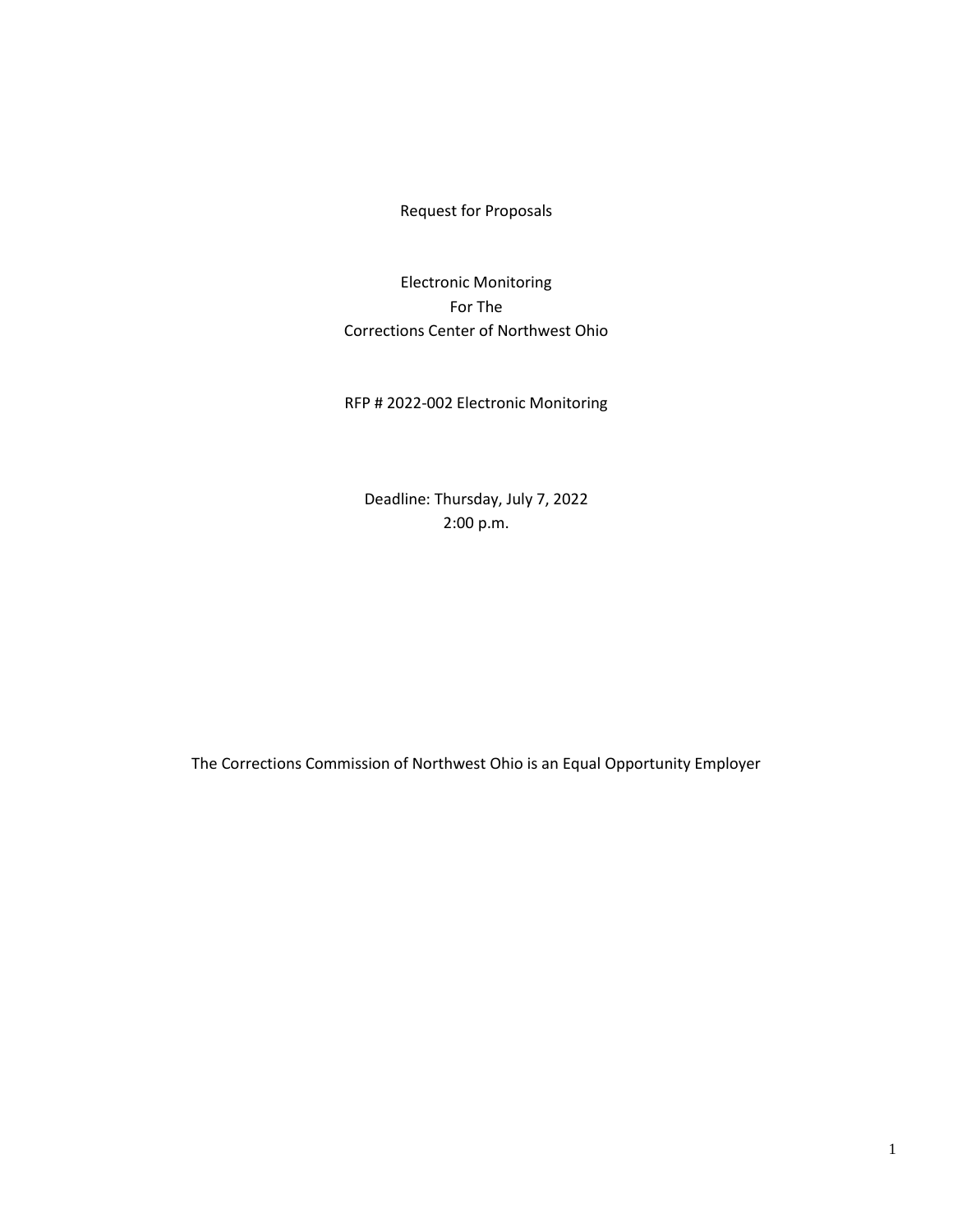# Request for Proposals

## Electronic Monitoring
## For The
## Corrections Center of Northwest Ohio

RFP # 2022-002 Electronic Monitoring

Deadline: Thursday, July 7, 2022
2:00 p.m.

The Corrections Commission of Northwest Ohio is an Equal Opportunity Employer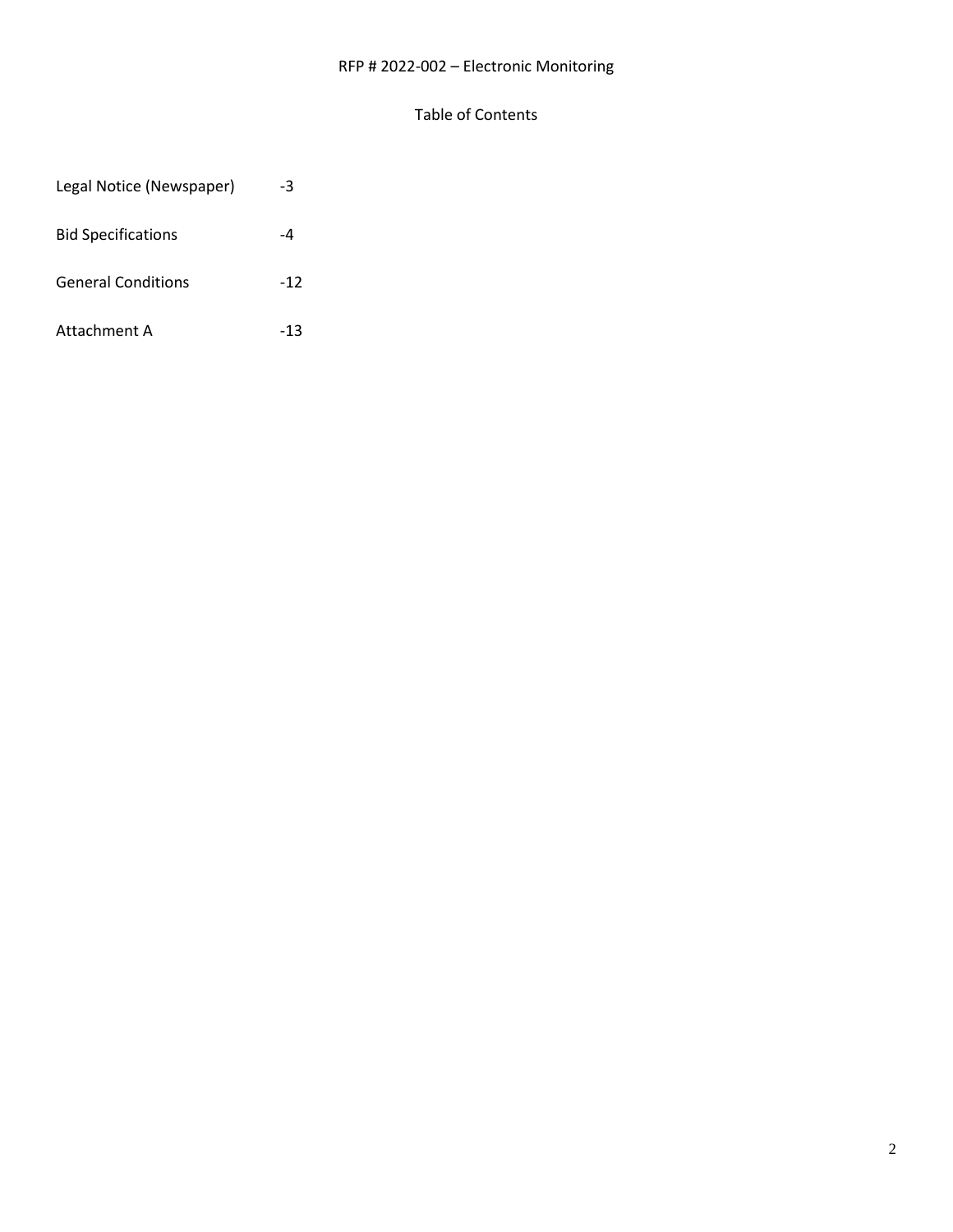RFP # 2022-002 – Electronic Monitoring

# Table of Contents

Legal Notice (Newspaper) -3

Bid Specifications -4

General Conditions -12

Attachment A -13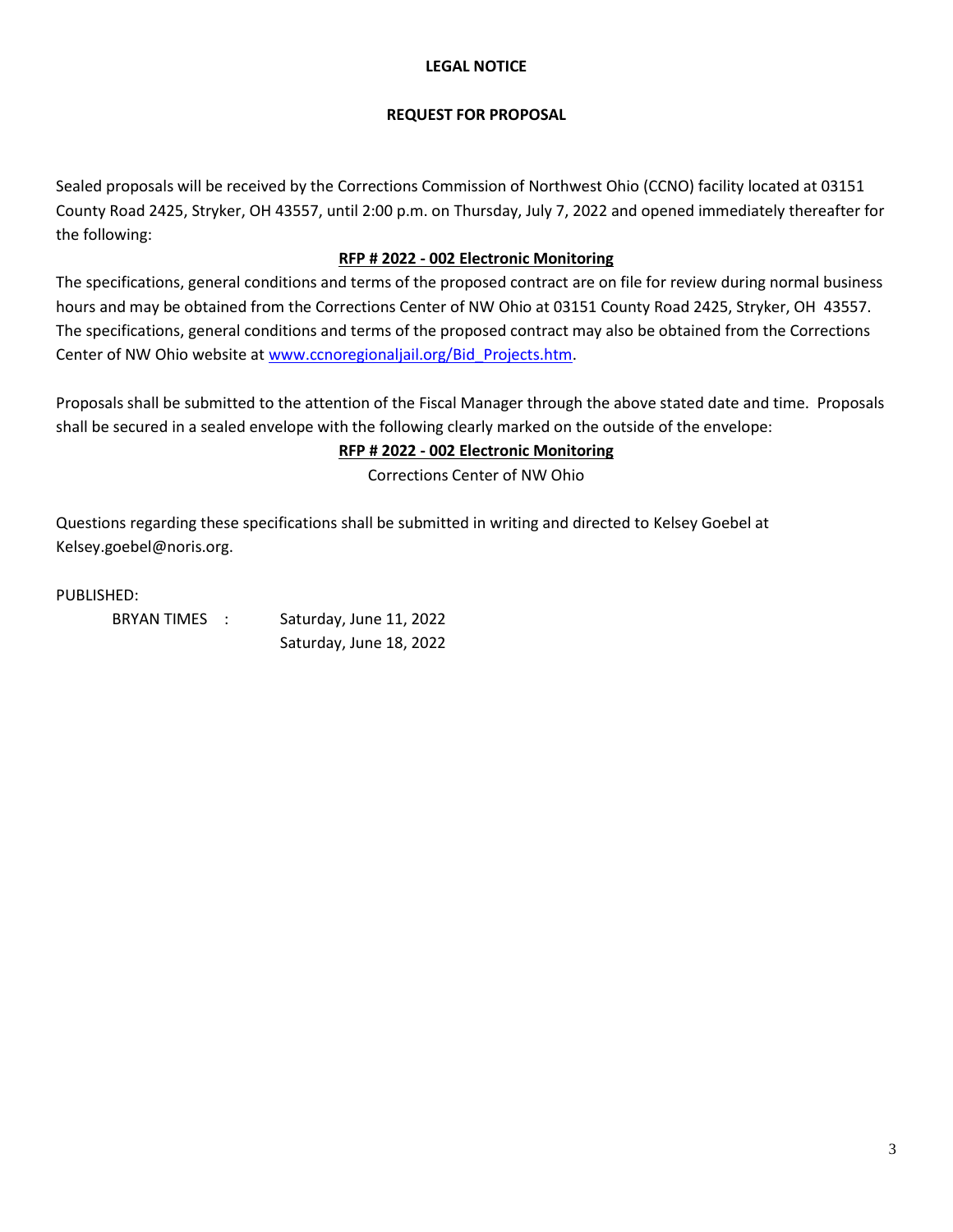**LEGAL NOTICE**

**REQUEST FOR PROPOSAL**

Sealed proposals will be received by the Corrections Commission of Northwest Ohio (CCNO) facility located at 03151 County Road 2425, Stryker, OH 43557, until 2:00 p.m. on Thursday, July 7, 2022 and opened immediately thereafter for the following:

**RFP # 2022 - 002 Electronic Monitoring**

The specifications, general conditions and terms of the proposed contract are on file for review during normal business hours and may be obtained from the Corrections Center of NW Ohio at 03151 County Road 2425, Stryker, OH 43557. The specifications, general conditions and terms of the proposed contract may also be obtained from the Corrections Center of NW Ohio website at [www.ccnoregionaljail.org/Bid_Projects.htm](www.ccnoregionaljail.org/Bid_Projects.htm).

Proposals shall be submitted to the attention of the Fiscal Manager through the above stated date and time. Proposals shall be secured in a sealed envelope with the following clearly marked on the outside of the envelope:

**RFP # 2022 - 002 Electronic Monitoring**

Corrections Center of NW Ohio

Questions regarding these specifications shall be submitted in writing and directed to Kelsey Goebel at Kelsey.goebel@noris.org.

PUBLISHED:

BRYAN TIMES : Saturday, June 11, 2022
Saturday, June 18, 2022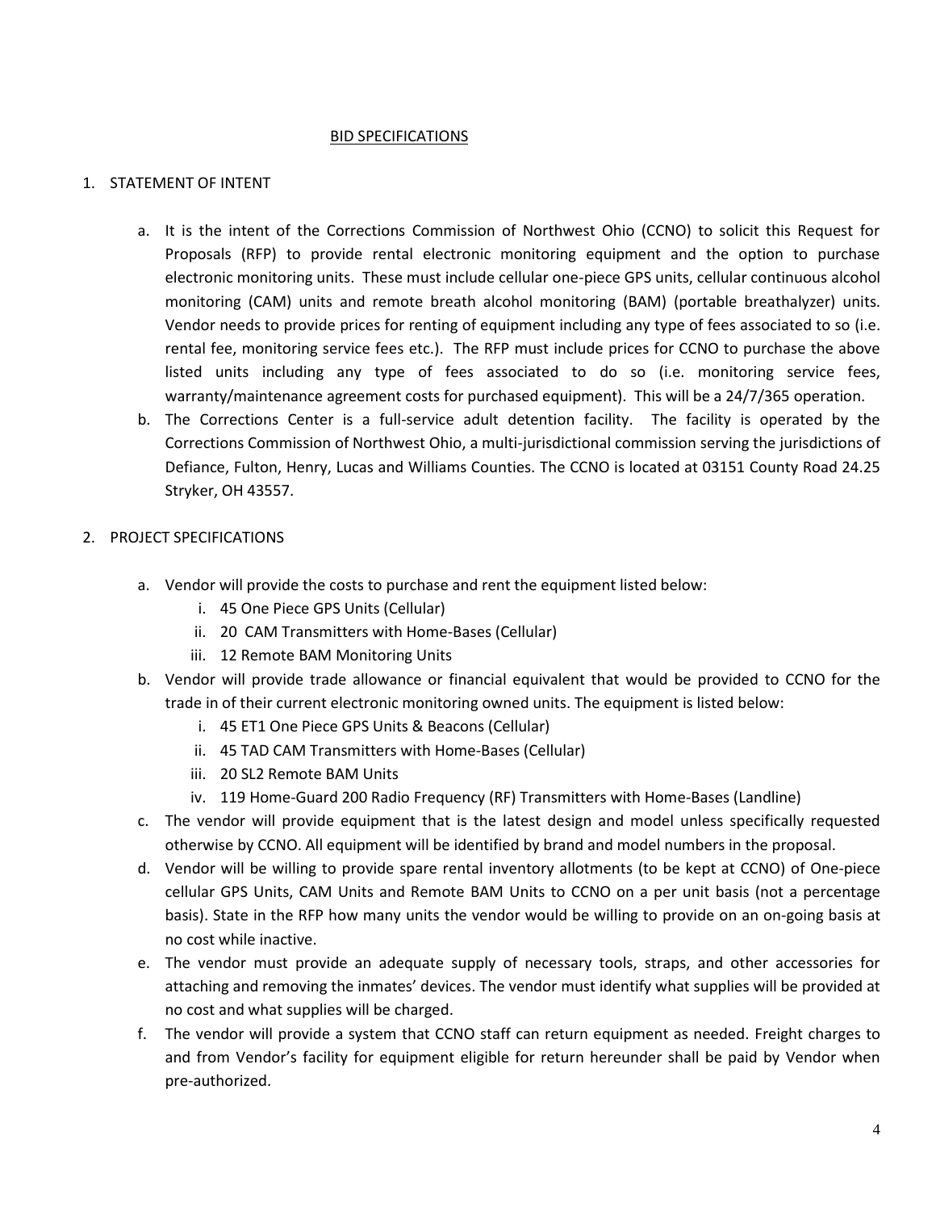<u>BID SPECIFICATIONS</u>

1. STATEMENT OF INTENT

    a. It is the intent of the Corrections Commission of Northwest Ohio (CCNO) to solicit this Request for Proposals (RFP) to provide rental electronic monitoring equipment and the option to purchase electronic monitoring units. These must include cellular one-piece GPS units, cellular continuous alcohol monitoring (CAM) units and remote breath alcohol monitoring (BAM) (portable breathalyzer) units. Vendor needs to provide prices for renting of equipment including any type of fees associated to so (i.e. rental fee, monitoring service fees etc.). The RFP must include prices for CCNO to purchase the above listed units including any type of fees associated to do so (i.e. monitoring service fees, warranty/maintenance agreement costs for purchased equipment). This will be a 24/7/365 operation.
    b. The Corrections Center is a full-service adult detention facility. The facility is operated by the Corrections Commission of Northwest Ohio, a multi-jurisdictional commission serving the jurisdictions of Defiance, Fulton, Henry, Lucas and Williams Counties. The CCNO is located at 03151 County Road 24.25 Stryker, OH 43557.

2. PROJECT SPECIFICATIONS

    a. Vendor will provide the costs to purchase and rent the equipment listed below:
        i. 45 One Piece GPS Units (Cellular)
        ii. 20 CAM Transmitters with Home-Bases (Cellular)
        iii. 12 Remote BAM Monitoring Units
    b. Vendor will provide trade allowance or financial equivalent that would be provided to CCNO for the trade in of their current electronic monitoring owned units. The equipment is listed below:
        i. 45 ET1 One Piece GPS Units & Beacons (Cellular)
        ii. 45 TAD CAM Transmitters with Home-Bases (Cellular)
        iii. 20 SL2 Remote BAM Units
        iv. 119 Home-Guard 200 Radio Frequency (RF) Transmitters with Home-Bases (Landline)
    c. The vendor will provide equipment that is the latest design and model unless specifically requested otherwise by CCNO. All equipment will be identified by brand and model numbers in the proposal.
    d. Vendor will be willing to provide spare rental inventory allotments (to be kept at CCNO) of One-piece cellular GPS Units, CAM Units and Remote BAM Units to CCNO on a per unit basis (not a percentage basis). State in the RFP how many units the vendor would be willing to provide on an on-going basis at no cost while inactive.
    e. The vendor must provide an adequate supply of necessary tools, straps, and other accessories for attaching and removing the inmates' devices. The vendor must identify what supplies will be provided at no cost and what supplies will be charged.
    f. The vendor will provide a system that CCNO staff can return equipment as needed. Freight charges to and from Vendor's facility for equipment eligible for return hereunder shall be paid by Vendor when pre-authorized.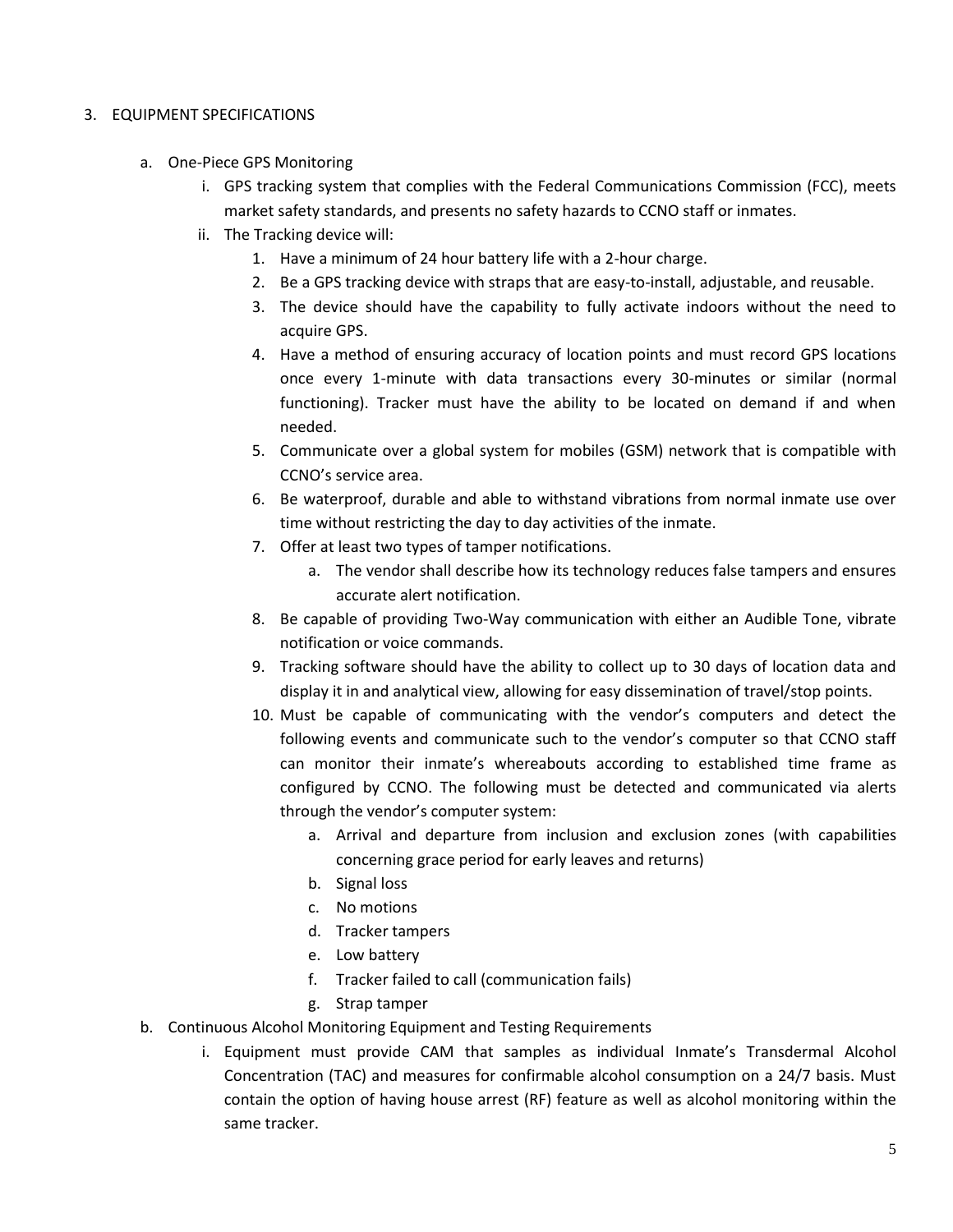3. EQUIPMENT SPECIFICATIONS

   a. One-Piece GPS Monitoring

      i. GPS tracking system that complies with the Federal Communications Commission (FCC), meets market safety standards, and presents no safety hazards to CCNO staff or inmates.

      ii. The Tracking device will:

         1. Have a minimum of 24 hour battery life with a 2-hour charge.
         2. Be a GPS tracking device with straps that are easy-to-install, adjustable, and reusable.
         3. The device should have the capability to fully activate indoors without the need to acquire GPS.
         4. Have a method of ensuring accuracy of location points and must record GPS locations once every 1-minute with data transactions every 30-minutes or similar (normal functioning). Tracker must have the ability to be located on demand if and when needed.
         5. Communicate over a global system for mobiles (GSM) network that is compatible with CCNO's service area.
         6. Be waterproof, durable and able to withstand vibrations from normal inmate use over time without restricting the day to day activities of the inmate.
         7. Offer at least two types of tamper notifications.
            a. The vendor shall describe how its technology reduces false tampers and ensures accurate alert notification.
         8. Be capable of providing Two-Way communication with either an Audible Tone, vibrate notification or voice commands.
         9. Tracking software should have the ability to collect up to 30 days of location data and display it in and analytical view, allowing for easy dissemination of travel/stop points.
         10. Must be capable of communicating with the vendor's computers and detect the following events and communicate such to the vendor's computer so that CCNO staff can monitor their inmate's whereabouts according to established time frame as configured by CCNO. The following must be detected and communicated via alerts through the vendor's computer system:
            a. Arrival and departure from inclusion and exclusion zones (with capabilities concerning grace period for early leaves and returns)
            b. Signal loss
            c. No motions
            d. Tracker tampers
            e. Low battery
            f. Tracker failed to call (communication fails)
            g. Strap tamper

   b. Continuous Alcohol Monitoring Equipment and Testing Requirements

      i. Equipment must provide CAM that samples as individual Inmate's Transdermal Alcohol Concentration (TAC) and measures for confirmable alcohol consumption on a 24/7 basis. Must contain the option of having house arrest (RF) feature as well as alcohol monitoring within the same tracker.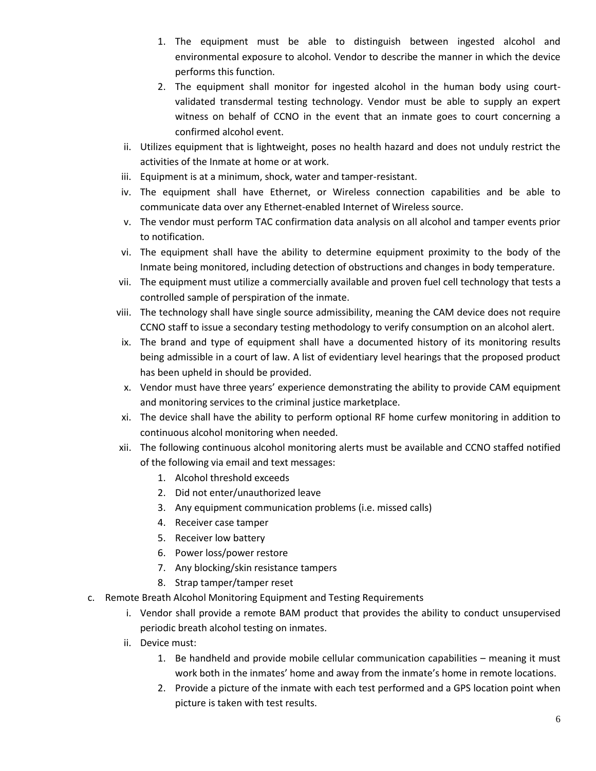1. The equipment must be able to distinguish between ingested alcohol and environmental exposure to alcohol. Vendor to describe the manner in which the device performs this function.
2. The equipment shall monitor for ingested alcohol in the human body using court-validated transdermal testing technology. Vendor must be able to supply an expert witness on behalf of CCNO in the event that an inmate goes to court concerning a confirmed alcohol event.

ii. Utilizes equipment that is lightweight, poses no health hazard and does not unduly restrict the activities of the Inmate at home or at work.

iii. Equipment is at a minimum, shock, water and tamper-resistant.

iv. The equipment shall have Ethernet, or Wireless connection capabilities and be able to communicate data over any Ethernet-enabled Internet of Wireless source.

v. The vendor must perform TAC confirmation data analysis on all alcohol and tamper events prior to notification.

vi. The equipment shall have the ability to determine equipment proximity to the body of the Inmate being monitored, including detection of obstructions and changes in body temperature.

vii. The equipment must utilize a commercially available and proven fuel cell technology that tests a controlled sample of perspiration of the inmate.

viii. The technology shall have single source admissibility, meaning the CAM device does not require CCNO staff to issue a secondary testing methodology to verify consumption on an alcohol alert.

ix. The brand and type of equipment shall have a documented history of its monitoring results being admissible in a court of law. A list of evidentiary level hearings that the proposed product has been upheld in should be provided.

x. Vendor must have three years' experience demonstrating the ability to provide CAM equipment and monitoring services to the criminal justice marketplace.

xi. The device shall have the ability to perform optional RF home curfew monitoring in addition to continuous alcohol monitoring when needed.

xii. The following continuous alcohol monitoring alerts must be available and CCNO staffed notified of the following via email and text messages:

1. Alcohol threshold exceeds
2. Did not enter/unauthorized leave
3. Any equipment communication problems (i.e. missed calls)
4. Receiver case tamper
5. Receiver low battery
6. Power loss/power restore
7. Any blocking/skin resistance tampers
8. Strap tamper/tamper reset

c. Remote Breath Alcohol Monitoring Equipment and Testing Requirements

i. Vendor shall provide a remote BAM product that provides the ability to conduct unsupervised periodic breath alcohol testing on inmates.

ii. Device must:

1. Be handheld and provide mobile cellular communication capabilities – meaning it must work both in the inmates' home and away from the inmate's home in remote locations.
2. Provide a picture of the inmate with each test performed and a GPS location point when picture is taken with test results.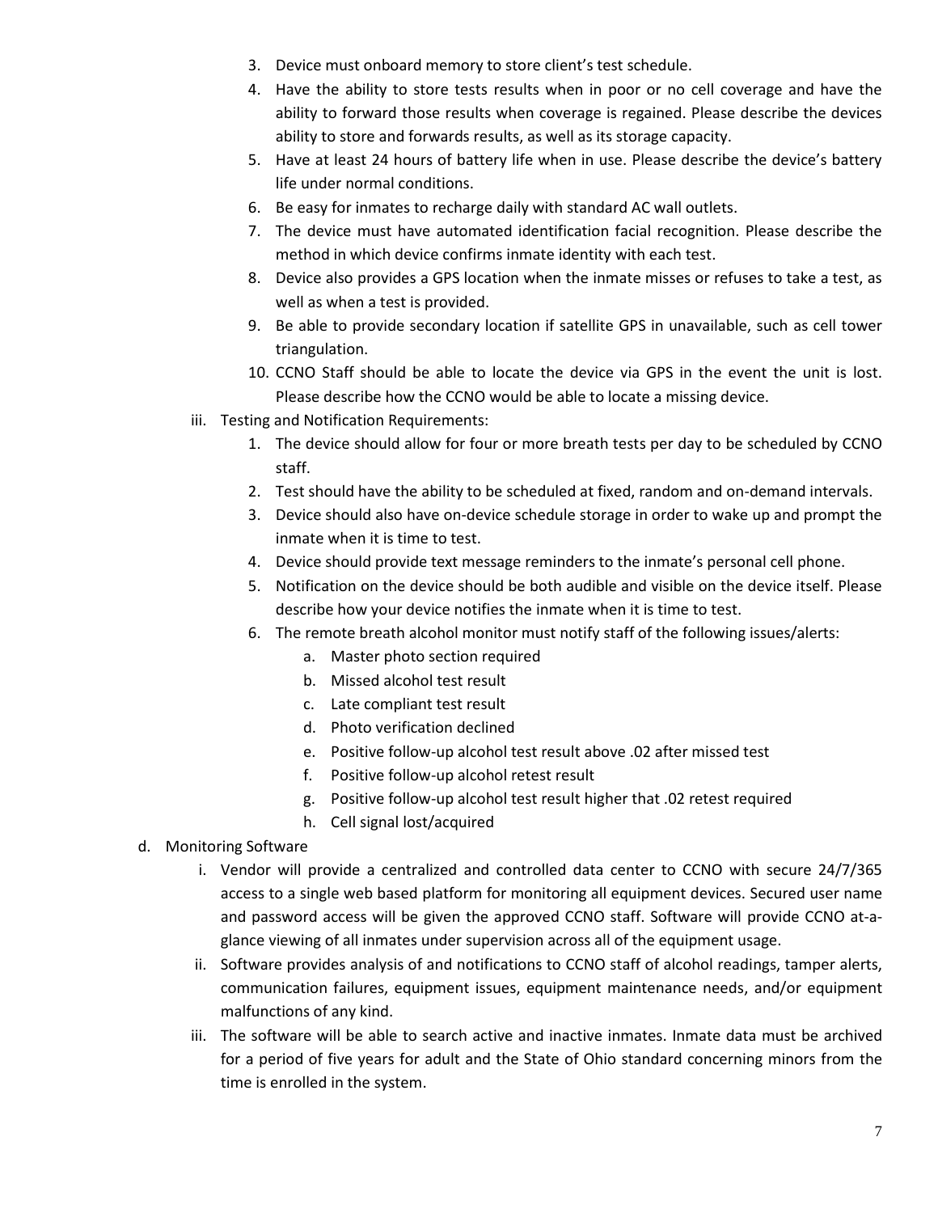3. Device must onboard memory to store client's test schedule.
4. Have the ability to store tests results when in poor or no cell coverage and have the ability to forward those results when coverage is regained. Please describe the devices ability to store and forwards results, as well as its storage capacity.
5. Have at least 24 hours of battery life when in use. Please describe the device's battery life under normal conditions.
6. Be easy for inmates to recharge daily with standard AC wall outlets.
7. The device must have automated identification facial recognition. Please describe the method in which device confirms inmate identity with each test.
8. Device also provides a GPS location when the inmate misses or refuses to take a test, as well as when a test is provided.
9. Be able to provide secondary location if satellite GPS in unavailable, such as cell tower triangulation.
10. CCNO Staff should be able to locate the device via GPS in the event the unit is lost. Please describe how the CCNO would be able to locate a missing device.

iii. Testing and Notification Requirements:

1. The device should allow for four or more breath tests per day to be scheduled by CCNO staff.
2. Test should have the ability to be scheduled at fixed, random and on-demand intervals.
3. Device should also have on-device schedule storage in order to wake up and prompt the inmate when it is time to test.
4. Device should provide text message reminders to the inmate's personal cell phone.
5. Notification on the device should be both audible and visible on the device itself. Please describe how your device notifies the inmate when it is time to test.
6. The remote breath alcohol monitor must notify staff of the following issues/alerts:
   a. Master photo section required
   b. Missed alcohol test result
   c. Late compliant test result
   d. Photo verification declined
   e. Positive follow-up alcohol test result above .02 after missed test
   f. Positive follow-up alcohol retest result
   g. Positive follow-up alcohol test result higher that .02 retest required
   h. Cell signal lost/acquired

d. Monitoring Software

i. Vendor will provide a centralized and controlled data center to CCNO with secure 24/7/365 access to a single web based platform for monitoring all equipment devices. Secured user name and password access will be given the approved CCNO staff. Software will provide CCNO at-a-glance viewing of all inmates under supervision across all of the equipment usage.

ii. Software provides analysis of and notifications to CCNO staff of alcohol readings, tamper alerts, communication failures, equipment issues, equipment maintenance needs, and/or equipment malfunctions of any kind.

iii. The software will be able to search active and inactive inmates. Inmate data must be archived for a period of five years for adult and the State of Ohio standard concerning minors from the time is enrolled in the system.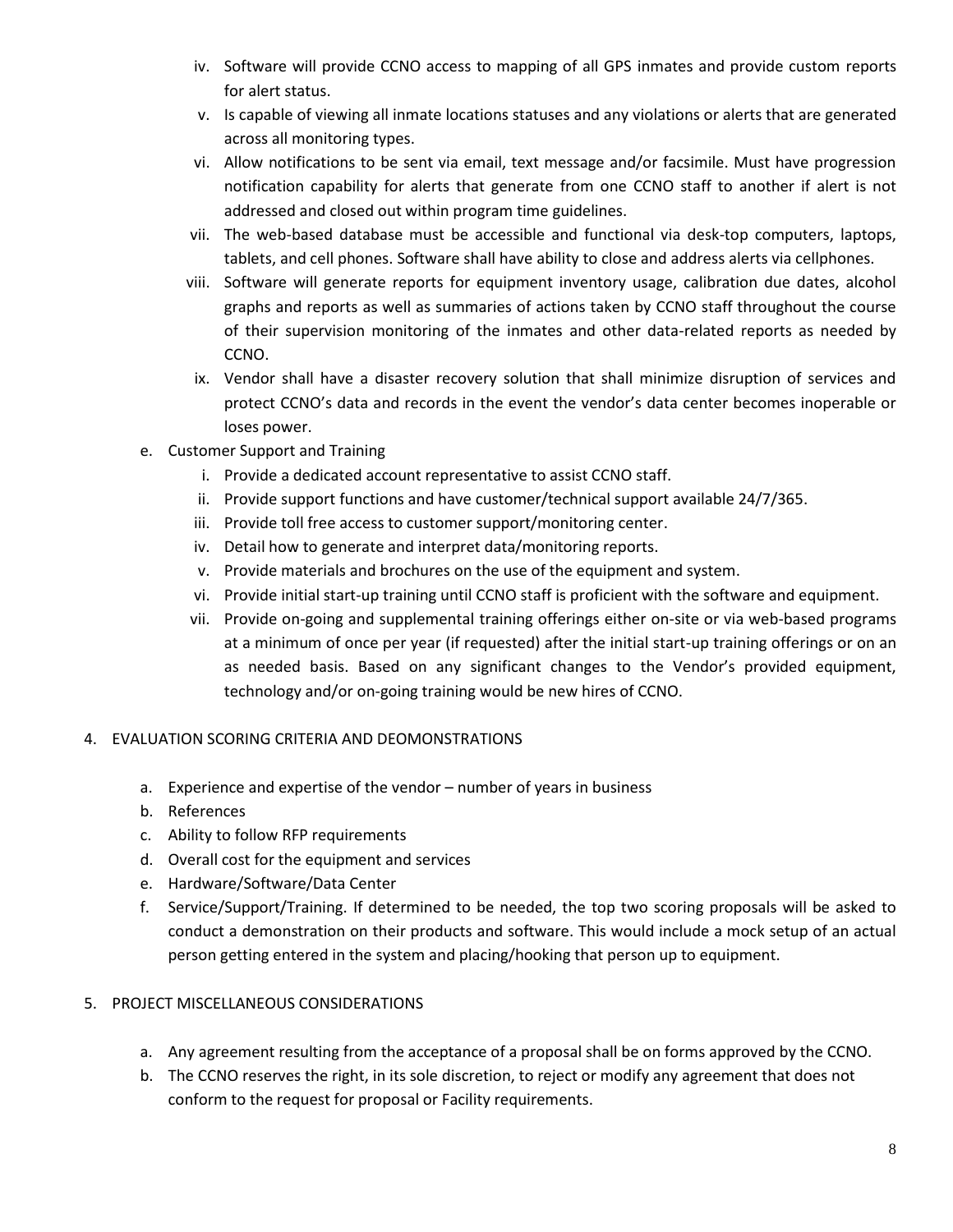iv. Software will provide CCNO access to mapping of all GPS inmates and provide custom reports for alert status.
v. Is capable of viewing all inmate locations statuses and any violations or alerts that are generated across all monitoring types.
vi. Allow notifications to be sent via email, text message and/or facsimile. Must have progression notification capability for alerts that generate from one CCNO staff to another if alert is not addressed and closed out within program time guidelines.
vii. The web-based database must be accessible and functional via desk-top computers, laptops, tablets, and cell phones. Software shall have ability to close and address alerts via cellphones.
viii. Software will generate reports for equipment inventory usage, calibration due dates, alcohol graphs and reports as well as summaries of actions taken by CCNO staff throughout the course of their supervision monitoring of the inmates and other data-related reports as needed by CCNO.
ix. Vendor shall have a disaster recovery solution that shall minimize disruption of services and protect CCNO's data and records in the event the vendor's data center becomes inoperable or loses power.

e. Customer Support and Training
   i. Provide a dedicated account representative to assist CCNO staff.
   ii. Provide support functions and have customer/technical support available 24/7/365.
   iii. Provide toll free access to customer support/monitoring center.
   iv. Detail how to generate and interpret data/monitoring reports.
   v. Provide materials and brochures on the use of the equipment and system.
   vi. Provide initial start-up training until CCNO staff is proficient with the software and equipment.
   vii. Provide on-going and supplemental training offerings either on-site or via web-based programs at a minimum of once per year (if requested) after the initial start-up training offerings or on an as needed basis. Based on any significant changes to the Vendor's provided equipment, technology and/or on-going training would be new hires of CCNO.

4. EVALUATION SCORING CRITERIA AND DEOMONSTRATIONS

   a. Experience and expertise of the vendor – number of years in business
   b. References
   c. Ability to follow RFP requirements
   d. Overall cost for the equipment and services
   e. Hardware/Software/Data Center
   f. Service/Support/Training. If determined to be needed, the top two scoring proposals will be asked to conduct a demonstration on their products and software. This would include a mock setup of an actual person getting entered in the system and placing/hooking that person up to equipment.

5. PROJECT MISCELLANEOUS CONSIDERATIONS

   a. Any agreement resulting from the acceptance of a proposal shall be on forms approved by the CCNO.
   b. The CCNO reserves the right, in its sole discretion, to reject or modify any agreement that does not conform to the request for proposal or Facility requirements.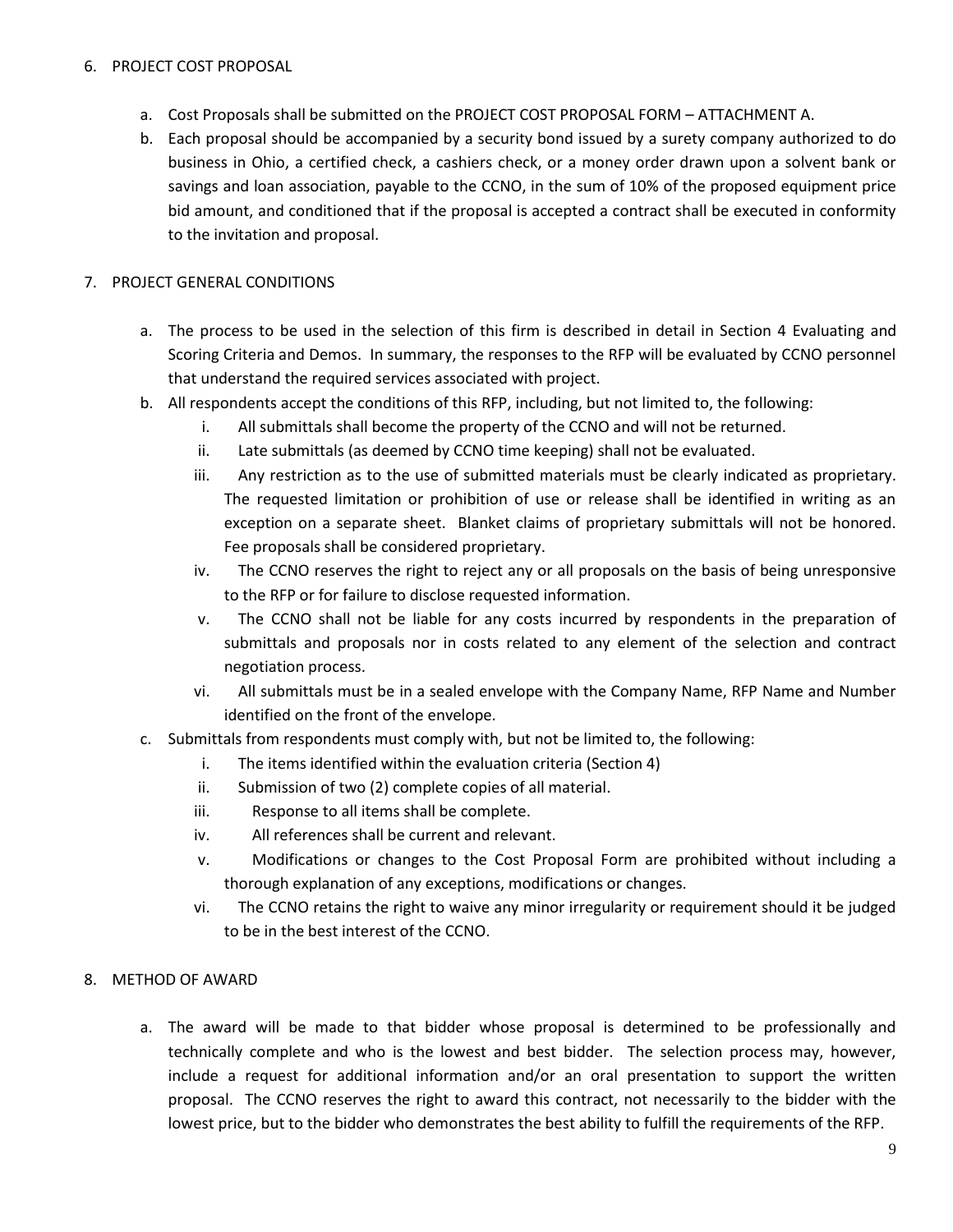6. PROJECT COST PROPOSAL

   a. Cost Proposals shall be submitted on the PROJECT COST PROPOSAL FORM – ATTACHMENT A.
   b. Each proposal should be accompanied by a security bond issued by a surety company authorized to do business in Ohio, a certified check, a cashiers check, or a money order drawn upon a solvent bank or savings and loan association, payable to the CCNO, in the sum of 10% of the proposed equipment price bid amount, and conditioned that if the proposal is accepted a contract shall be executed in conformity to the invitation and proposal.

7. PROJECT GENERAL CONDITIONS

   a. The process to be used in the selection of this firm is described in detail in Section 4 Evaluating and Scoring Criteria and Demos. In summary, the responses to the RFP will be evaluated by CCNO personnel that understand the required services associated with project.
   b. All respondents accept the conditions of this RFP, including, but not limited to, the following:
      i. All submittals shall become the property of the CCNO and will not be returned.
      ii. Late submittals (as deemed by CCNO time keeping) shall not be evaluated.
      iii. Any restriction as to the use of submitted materials must be clearly indicated as proprietary. The requested limitation or prohibition of use or release shall be identified in writing as an exception on a separate sheet. Blanket claims of proprietary submittals will not be honored. Fee proposals shall be considered proprietary.
      iv. The CCNO reserves the right to reject any or all proposals on the basis of being unresponsive to the RFP or for failure to disclose requested information.
      v. The CCNO shall not be liable for any costs incurred by respondents in the preparation of submittals and proposals nor in costs related to any element of the selection and contract negotiation process.
      vi. All submittals must be in a sealed envelope with the Company Name, RFP Name and Number identified on the front of the envelope.
   c. Submittals from respondents must comply with, but not be limited to, the following:
      i. The items identified within the evaluation criteria (Section 4)
      ii. Submission of two (2) complete copies of all material.
      iii. Response to all items shall be complete.
      iv. All references shall be current and relevant.
      v. Modifications or changes to the Cost Proposal Form are prohibited without including a thorough explanation of any exceptions, modifications or changes.
      vi. The CCNO retains the right to waive any minor irregularity or requirement should it be judged to be in the best interest of the CCNO.

8. METHOD OF AWARD

   a. The award will be made to that bidder whose proposal is determined to be professionally and technically complete and who is the lowest and best bidder. The selection process may, however, include a request for additional information and/or an oral presentation to support the written proposal. The CCNO reserves the right to award this contract, not necessarily to the bidder with the lowest price, but to the bidder who demonstrates the best ability to fulfill the requirements of the RFP.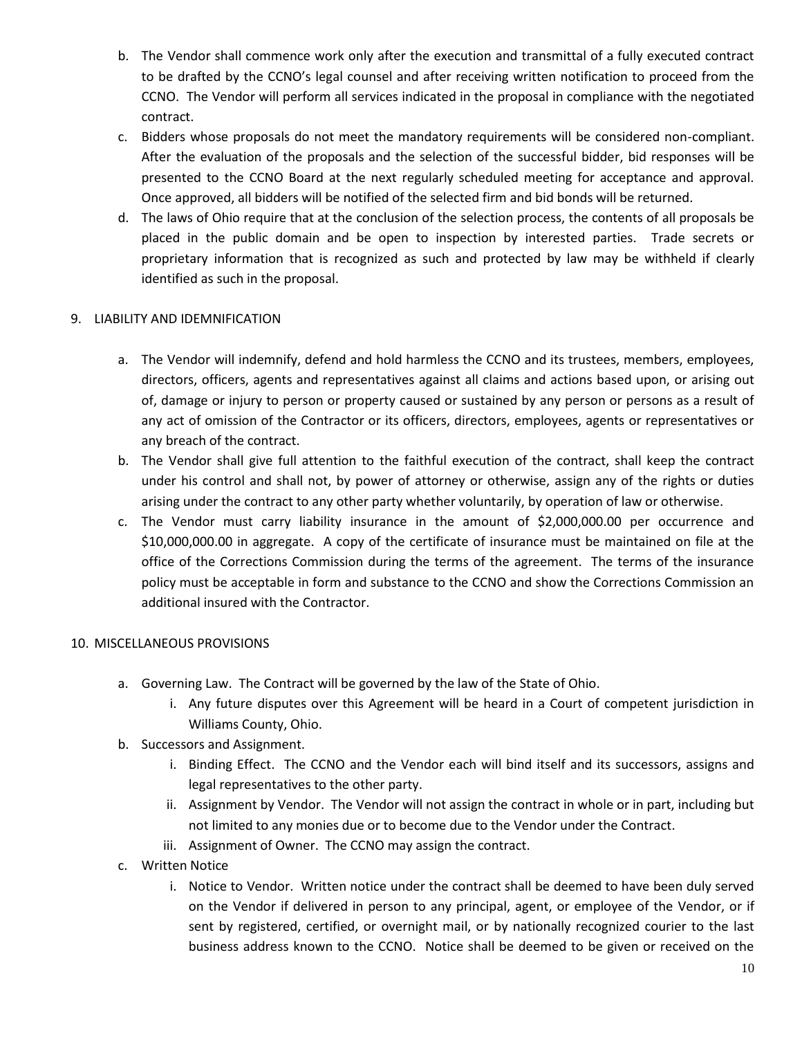b. The Vendor shall commence work only after the execution and transmittal of a fully executed contract to be drafted by the CCNO's legal counsel and after receiving written notification to proceed from the CCNO. The Vendor will perform all services indicated in the proposal in compliance with the negotiated contract.

c. Bidders whose proposals do not meet the mandatory requirements will be considered non-compliant. After the evaluation of the proposals and the selection of the successful bidder, bid responses will be presented to the CCNO Board at the next regularly scheduled meeting for acceptance and approval. Once approved, all bidders will be notified of the selected firm and bid bonds will be returned.

d. The laws of Ohio require that at the conclusion of the selection process, the contents of all proposals be placed in the public domain and be open to inspection by interested parties. Trade secrets or proprietary information that is recognized as such and protected by law may be withheld if clearly identified as such in the proposal.

9. LIABILITY AND IDEMNIFICATION

   a. The Vendor will indemnify, defend and hold harmless the CCNO and its trustees, members, employees, directors, officers, agents and representatives against all claims and actions based upon, or arising out of, damage or injury to person or property caused or sustained by any person or persons as a result of any act of omission of the Contractor or its officers, directors, employees, agents or representatives or any breach of the contract.

   b. The Vendor shall give full attention to the faithful execution of the contract, shall keep the contract under his control and shall not, by power of attorney or otherwise, assign any of the rights or duties arising under the contract to any other party whether voluntarily, by operation of law or otherwise.

   c. The Vendor must carry liability insurance in the amount of $2,000,000.00 per occurrence and $10,000,000.00 in aggregate. A copy of the certificate of insurance must be maintained on file at the office of the Corrections Commission during the terms of the agreement. The terms of the insurance policy must be acceptable in form and substance to the CCNO and show the Corrections Commission an additional insured with the Contractor.

10. MISCELLANEOUS PROVISIONS

   a. Governing Law. The Contract will be governed by the law of the State of Ohio.
      i. Any future disputes over this Agreement will be heard in a Court of competent jurisdiction in Williams County, Ohio.

   b. Successors and Assignment.
      i. Binding Effect. The CCNO and the Vendor each will bind itself and its successors, assigns and legal representatives to the other party.
      ii. Assignment by Vendor. The Vendor will not assign the contract in whole or in part, including but not limited to any monies due or to become due to the Vendor under the Contract.
      iii. Assignment of Owner. The CCNO may assign the contract.

   c. Written Notice
      i. Notice to Vendor. Written notice under the contract shall be deemed to have been duly served on the Vendor if delivered in person to any principal, agent, or employee of the Vendor, or if sent by registered, certified, or overnight mail, or by nationally recognized courier to the last business address known to the CCNO. Notice shall be deemed to be given or received on the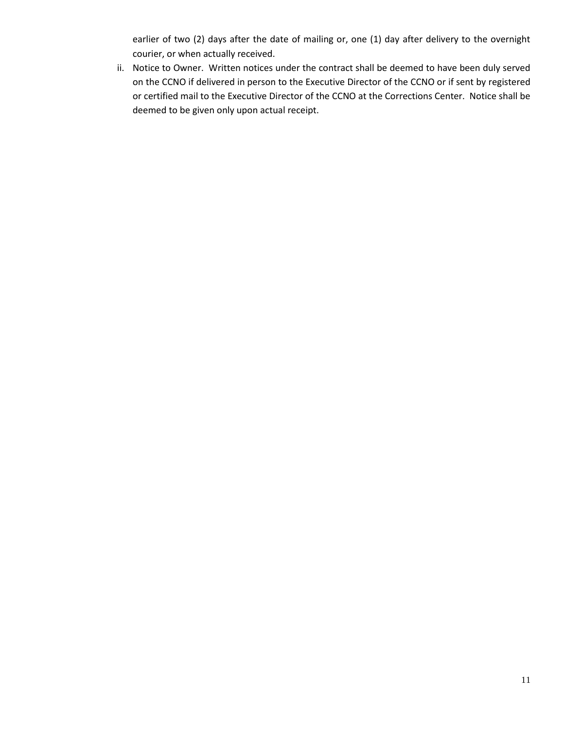earlier of two (2) days after the date of mailing or, one (1) day after delivery to the overnight courier, or when actually received.

ii. Notice to Owner. Written notices under the contract shall be deemed to have been duly served on the CCNO if delivered in person to the Executive Director of the CCNO or if sent by registered or certified mail to the Executive Director of the CCNO at the Corrections Center. Notice shall be deemed to be given only upon actual receipt.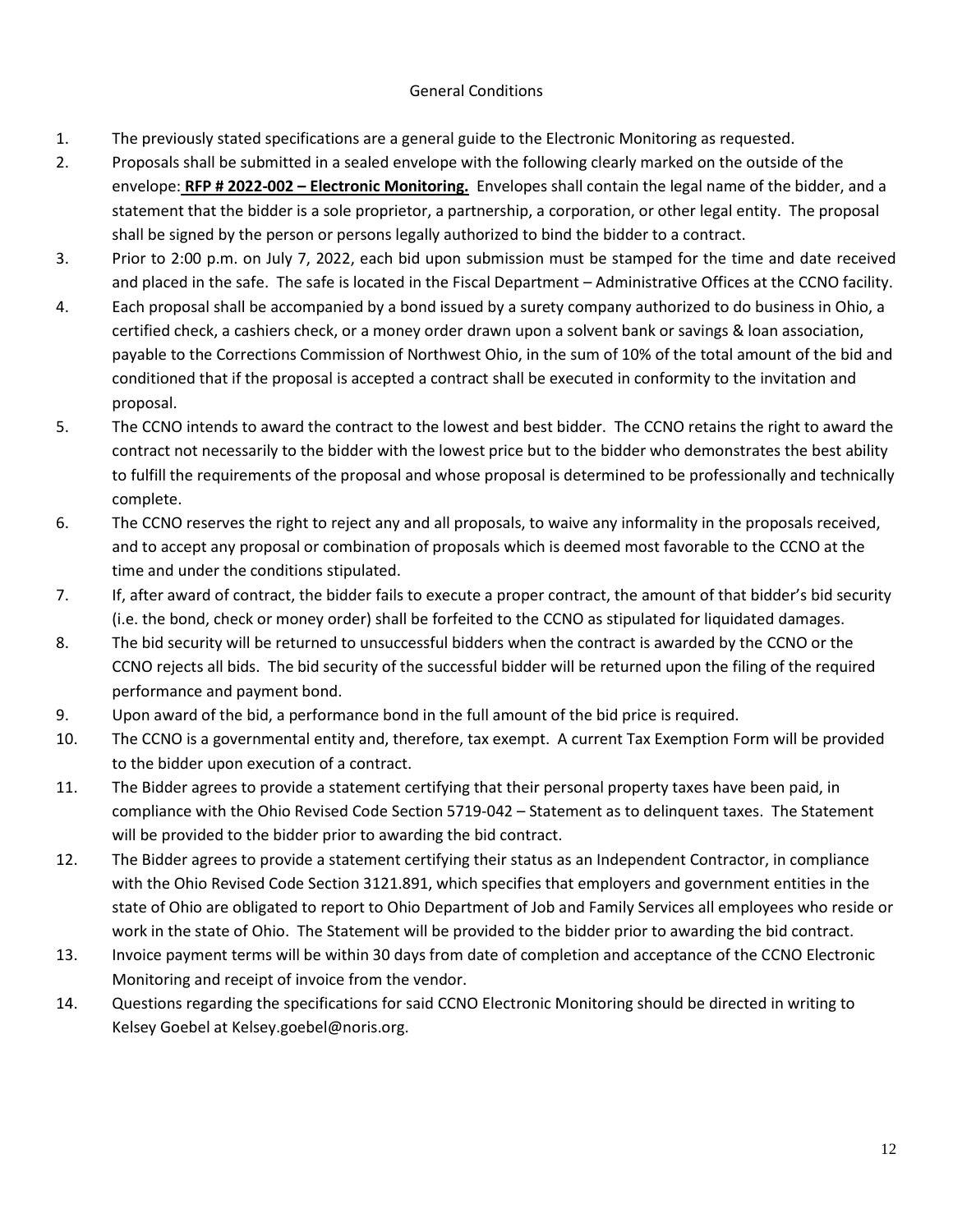## General Conditions

1. The previously stated specifications are a general guide to the Electronic Monitoring as requested.
2. Proposals shall be submitted in a sealed envelope with the following clearly marked on the outside of the envelope: **RFP # 2022-002 – Electronic Monitoring.** Envelopes shall contain the legal name of the bidder, and a statement that the bidder is a sole proprietor, a partnership, a corporation, or other legal entity. The proposal shall be signed by the person or persons legally authorized to bind the bidder to a contract.
3. Prior to 2:00 p.m. on July 7, 2022, each bid upon submission must be stamped for the time and date received and placed in the safe. The safe is located in the Fiscal Department – Administrative Offices at the CCNO facility.
4. Each proposal shall be accompanied by a bond issued by a surety company authorized to do business in Ohio, a certified check, a cashiers check, or a money order drawn upon a solvent bank or savings & loan association, payable to the Corrections Commission of Northwest Ohio, in the sum of 10% of the total amount of the bid and conditioned that if the proposal is accepted a contract shall be executed in conformity to the invitation and proposal.
5. The CCNO intends to award the contract to the lowest and best bidder. The CCNO retains the right to award the contract not necessarily to the bidder with the lowest price but to the bidder who demonstrates the best ability to fulfill the requirements of the proposal and whose proposal is determined to be professionally and technically complete.
6. The CCNO reserves the right to reject any and all proposals, to waive any informality in the proposals received, and to accept any proposal or combination of proposals which is deemed most favorable to the CCNO at the time and under the conditions stipulated.
7. If, after award of contract, the bidder fails to execute a proper contract, the amount of that bidder's bid security (i.e. the bond, check or money order) shall be forfeited to the CCNO as stipulated for liquidated damages.
8. The bid security will be returned to unsuccessful bidders when the contract is awarded by the CCNO or the CCNO rejects all bids. The bid security of the successful bidder will be returned upon the filing of the required performance and payment bond.
9. Upon award of the bid, a performance bond in the full amount of the bid price is required.
10. The CCNO is a governmental entity and, therefore, tax exempt. A current Tax Exemption Form will be provided to the bidder upon execution of a contract.
11. The Bidder agrees to provide a statement certifying that their personal property taxes have been paid, in compliance with the Ohio Revised Code Section 5719-042 – Statement as to delinquent taxes. The Statement will be provided to the bidder prior to awarding the bid contract.
12. The Bidder agrees to provide a statement certifying their status as an Independent Contractor, in compliance with the Ohio Revised Code Section 3121.891, which specifies that employers and government entities in the state of Ohio are obligated to report to Ohio Department of Job and Family Services all employees who reside or work in the state of Ohio. The Statement will be provided to the bidder prior to awarding the bid contract.
13. Invoice payment terms will be within 30 days from date of completion and acceptance of the CCNO Electronic Monitoring and receipt of invoice from the vendor.
14. Questions regarding the specifications for said CCNO Electronic Monitoring should be directed in writing to Kelsey Goebel at Kelsey.goebel@noris.org.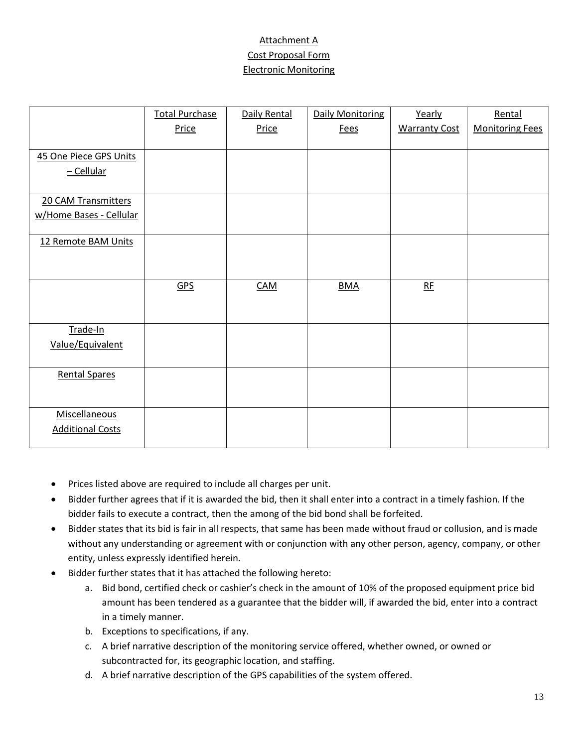# Attachment A
## Cost Proposal Form
## Electronic Monitoring

| | Total Purchase Price | Daily Rental Price | Daily Monitoring Fees | Yearly Warranty Cost | Rental Monitoring Fees |
|---|---|---|---|---|---|
| 45 One Piece GPS Units – Cellular | | | | | |
| 20 CAM Transmitters w/Home Bases - Cellular | | | | | |
| 12 Remote BAM Units | | | | | |
| | GPS | CAM | BMA | RF | |
| Trade-In Value/Equivalent | | | | | |
| Rental Spares | | | | | |
| Miscellaneous Additional Costs | | | | | |

- Prices listed above are required to include all charges per unit.
- Bidder further agrees that if it is awarded the bid, then it shall enter into a contract in a timely fashion. If the bidder fails to execute a contract, then the among of the bid bond shall be forfeited.
- Bidder states that its bid is fair in all respects, that same has been made without fraud or collusion, and is made without any understanding or agreement with or conjunction with any other person, agency, company, or other entity, unless expressly identified herein.
- Bidder further states that it has attached the following hereto:
    a. Bid bond, certified check or cashier's check in the amount of 10% of the proposed equipment price bid amount has been tendered as a guarantee that the bidder will, if awarded the bid, enter into a contract in a timely manner.
    b. Exceptions to specifications, if any.
    c. A brief narrative description of the monitoring service offered, whether owned, or owned or subcontracted for, its geographic location, and staffing.
    d. A brief narrative description of the GPS capabilities of the system offered.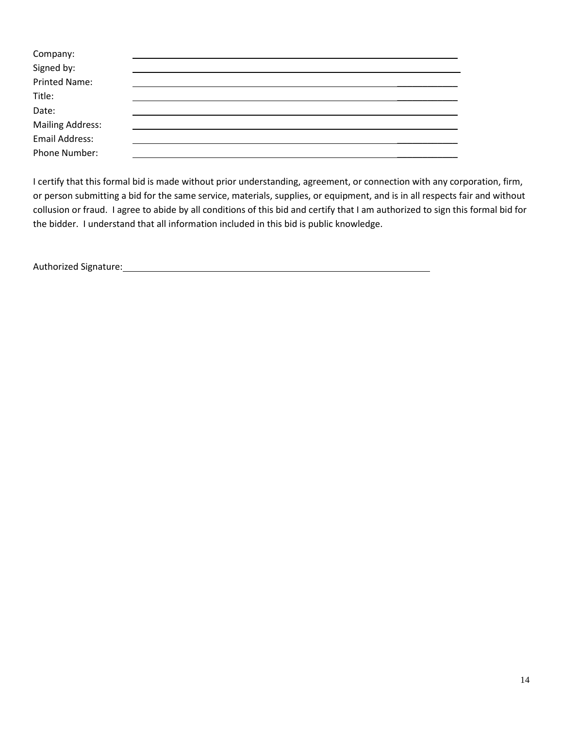Company: ______________________________________________

Signed by: ______________________________________________

Printed Name: ______________________________________________

Title: ______________________________________________

Date: ______________________________________________

Mailing Address: ______________________________________________

Email Address: ______________________________________________

Phone Number: ______________________________________________

I certify that this formal bid is made without prior understanding, agreement, or connection with any corporation, firm, or person submitting a bid for the same service, materials, supplies, or equipment, and is in all respects fair and without collusion or fraud. I agree to abide by all conditions of this bid and certify that I am authorized to sign this formal bid for the bidder. I understand that all information included in this bid is public knowledge.

Authorized Signature: ______________________________________________